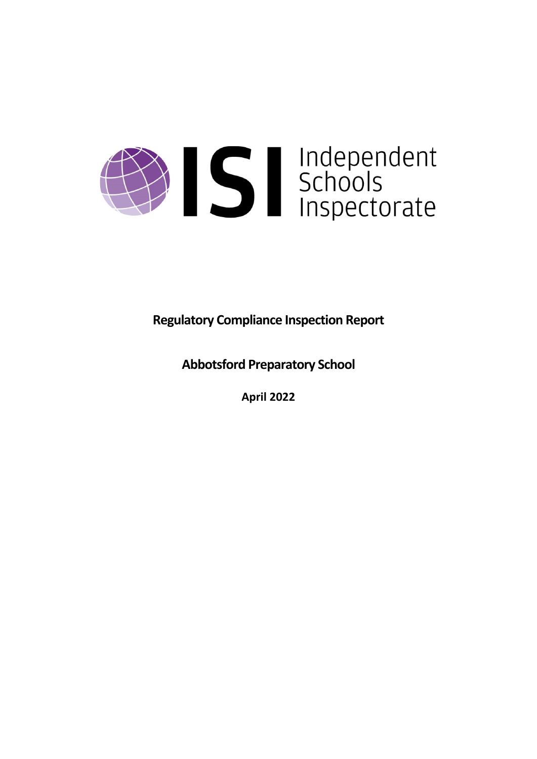Independent Schools Inspectorate

**Regulatory Compliance Inspection Report**

**Abbotsford Preparatory School**

**April 2022**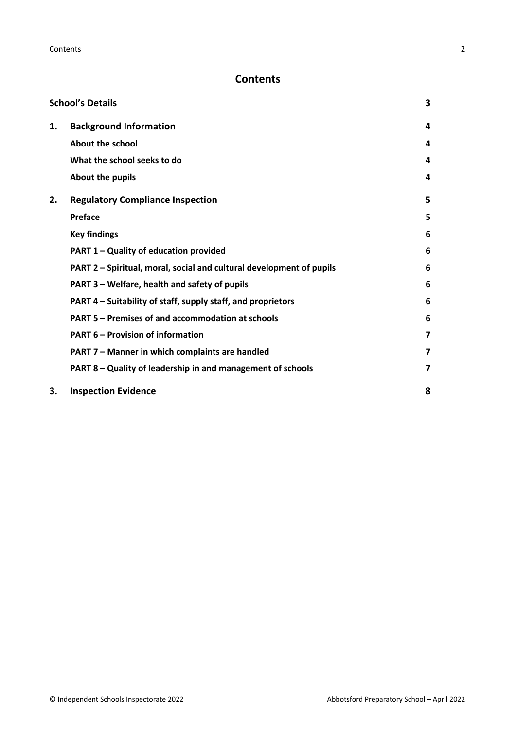# Contents

| | | |
|---|---|---|
| **School's Details** | | **3** |
| **1.** | **Background Information** | **4** |
| | **About the school** | **4** |
| | **What the school seeks to do** | **4** |
| | **About the pupils** | **4** |
| **2.** | **Regulatory Compliance Inspection** | **5** |
| | **Preface** | **5** |
| | **Key findings** | **6** |
| | **PART 1 – Quality of education provided** | **6** |
| | **PART 2 – Spiritual, moral, social and cultural development of pupils** | **6** |
| | **PART 3 – Welfare, health and safety of pupils** | **6** |
| | **PART 4 – Suitability of staff, supply staff, and proprietors** | **6** |
| | **PART 5 – Premises of and accommodation at schools** | **6** |
| | **PART 6 – Provision of information** | **7** |
| | **PART 7 – Manner in which complaints are handled** | **7** |
| | **PART 8 – Quality of leadership in and management of schools** | **7** |
| **3.** | **Inspection Evidence** | **8** |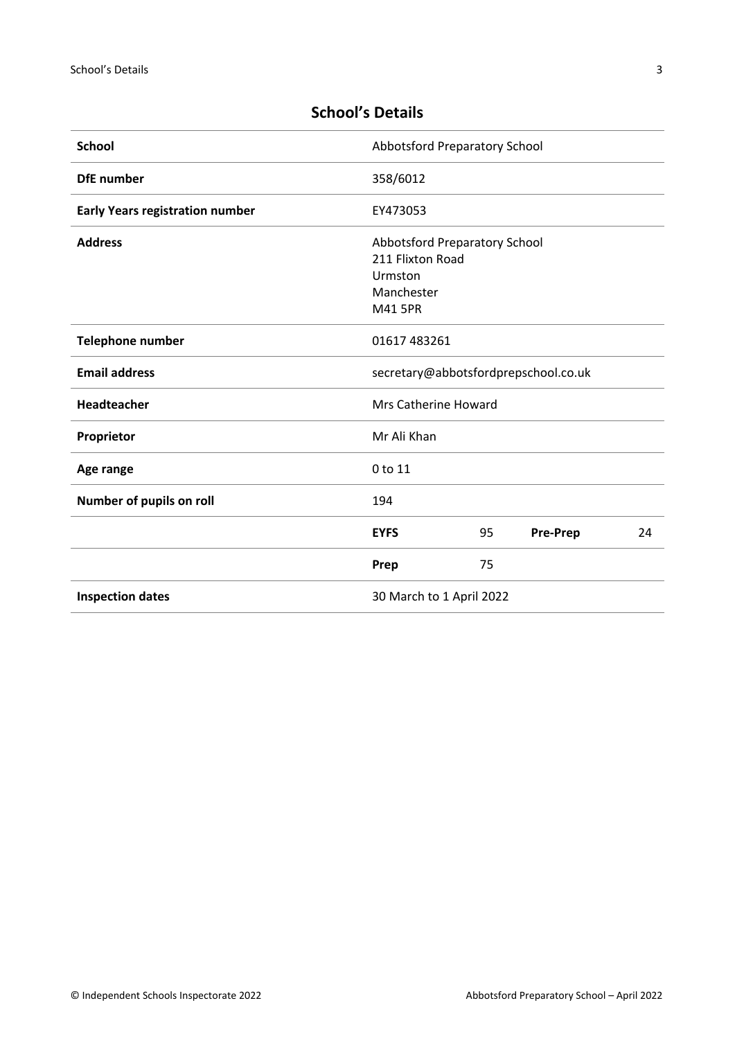## School's Details

| School | Abbotsford Preparatory School | | | |
|---|---|---|---|---|
| DfE number | 358/6012 | | | |
| Early Years registration number | EY473053 | | | |
| Address | Abbotsford Preparatory School<br>211 Flixton Road<br>Urmston<br>Manchester<br>M41 5PR | | | |
| Telephone number | 01617 483261 | | | |
| Email address | secretary@abbotsfordprepschool.co.uk | | | |
| Headteacher | Mrs Catherine Howard | | | |
| Proprietor | Mr Ali Khan | | | |
| Age range | 0 to 11 | | | |
| Number of pupils on roll | 194 | | | |
| | **EYFS** | 95 | **Pre-Prep** | 24 |
| | **Prep** | 75 | | |
| Inspection dates | 30 March to 1 April 2022 | | | |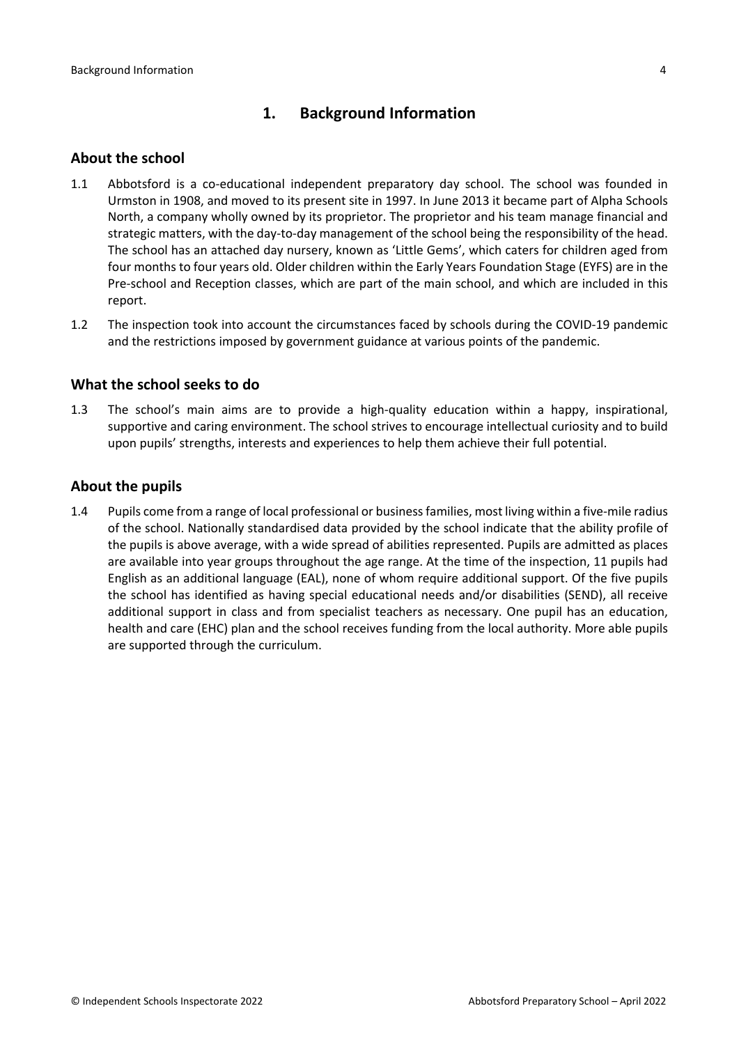# 1. Background Information

## About the school

1.1 Abbotsford is a co-educational independent preparatory day school. The school was founded in Urmston in 1908, and moved to its present site in 1997. In June 2013 it became part of Alpha Schools North, a company wholly owned by its proprietor. The proprietor and his team manage financial and strategic matters, with the day-to-day management of the school being the responsibility of the head. The school has an attached day nursery, known as 'Little Gems', which caters for children aged from four months to four years old. Older children within the Early Years Foundation Stage (EYFS) are in the Pre-school and Reception classes, which are part of the main school, and which are included in this report.

1.2 The inspection took into account the circumstances faced by schools during the COVID-19 pandemic and the restrictions imposed by government guidance at various points of the pandemic.

## What the school seeks to do

1.3 The school's main aims are to provide a high-quality education within a happy, inspirational, supportive and caring environment. The school strives to encourage intellectual curiosity and to build upon pupils' strengths, interests and experiences to help them achieve their full potential.

## About the pupils

1.4 Pupils come from a range of local professional or business families, most living within a five-mile radius of the school. Nationally standardised data provided by the school indicate that the ability profile of the pupils is above average, with a wide spread of abilities represented. Pupils are admitted as places are available into year groups throughout the age range. At the time of the inspection, 11 pupils had English as an additional language (EAL), none of whom require additional support. Of the five pupils the school has identified as having special educational needs and/or disabilities (SEND), all receive additional support in class and from specialist teachers as necessary. One pupil has an education, health and care (EHC) plan and the school receives funding from the local authority. More able pupils are supported through the curriculum.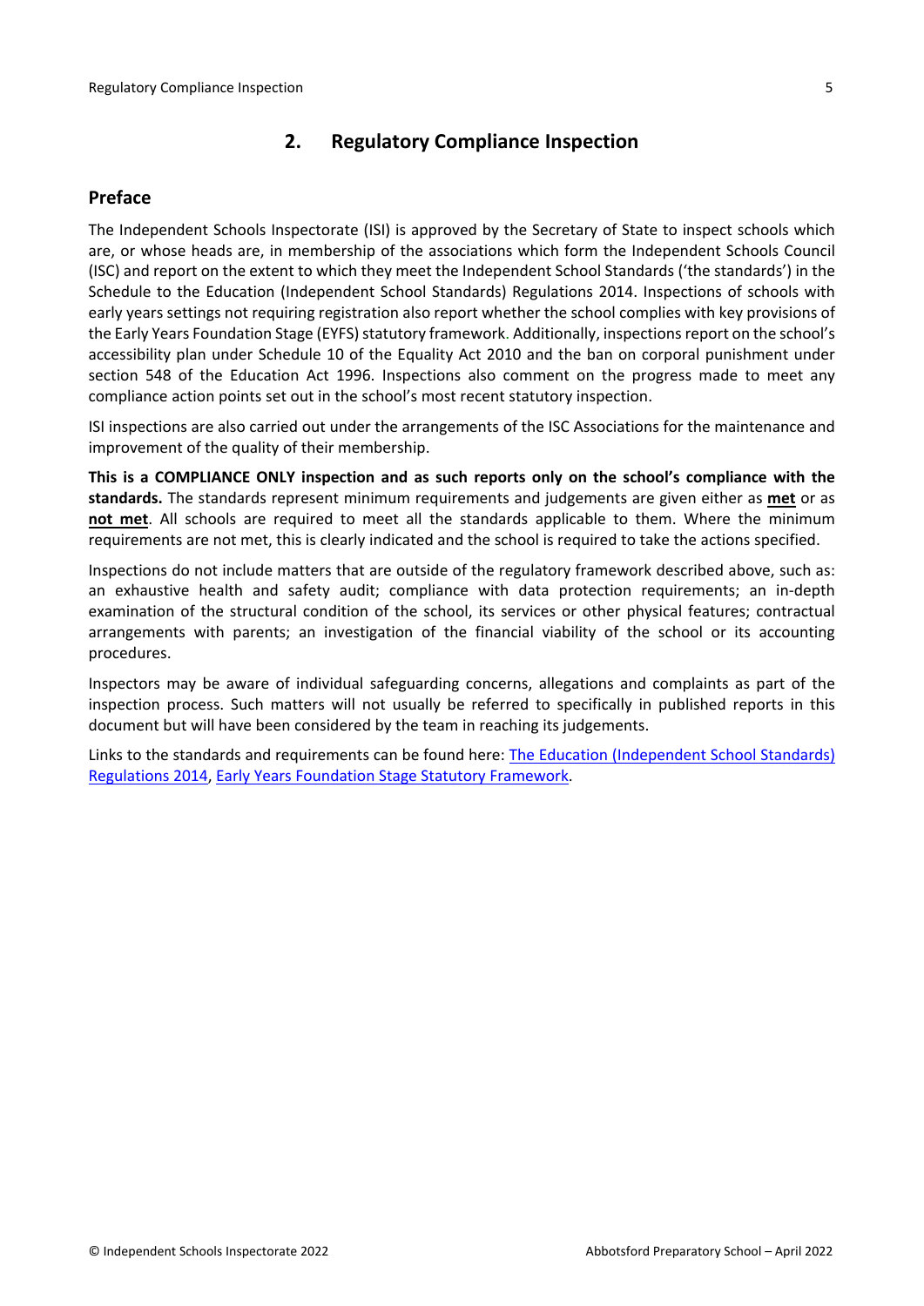## 2. Regulatory Compliance Inspection

### Preface

The Independent Schools Inspectorate (ISI) is approved by the Secretary of State to inspect schools which are, or whose heads are, in membership of the associations which form the Independent Schools Council (ISC) and report on the extent to which they meet the Independent School Standards ('the standards') in the Schedule to the Education (Independent School Standards) Regulations 2014. Inspections of schools with early years settings not requiring registration also report whether the school complies with key provisions of the Early Years Foundation Stage (EYFS) statutory framework. Additionally, inspections report on the school's accessibility plan under Schedule 10 of the Equality Act 2010 and the ban on corporal punishment under section 548 of the Education Act 1996. Inspections also comment on the progress made to meet any compliance action points set out in the school's most recent statutory inspection.

ISI inspections are also carried out under the arrangements of the ISC Associations for the maintenance and improvement of the quality of their membership.

**This is a COMPLIANCE ONLY inspection and as such reports only on the school's compliance with the standards.** The standards represent minimum requirements and judgements are given either as **met** or as **not met**. All schools are required to meet all the standards applicable to them. Where the minimum requirements are not met, this is clearly indicated and the school is required to take the actions specified.

Inspections do not include matters that are outside of the regulatory framework described above, such as: an exhaustive health and safety audit; compliance with data protection requirements; an in-depth examination of the structural condition of the school, its services or other physical features; contractual arrangements with parents; an investigation of the financial viability of the school or its accounting procedures.

Inspectors may be aware of individual safeguarding concerns, allegations and complaints as part of the inspection process. Such matters will not usually be referred to specifically in published reports in this document but will have been considered by the team in reaching its judgements.

Links to the standards and requirements can be found here: The Education (Independent School Standards) Regulations 2014, Early Years Foundation Stage Statutory Framework.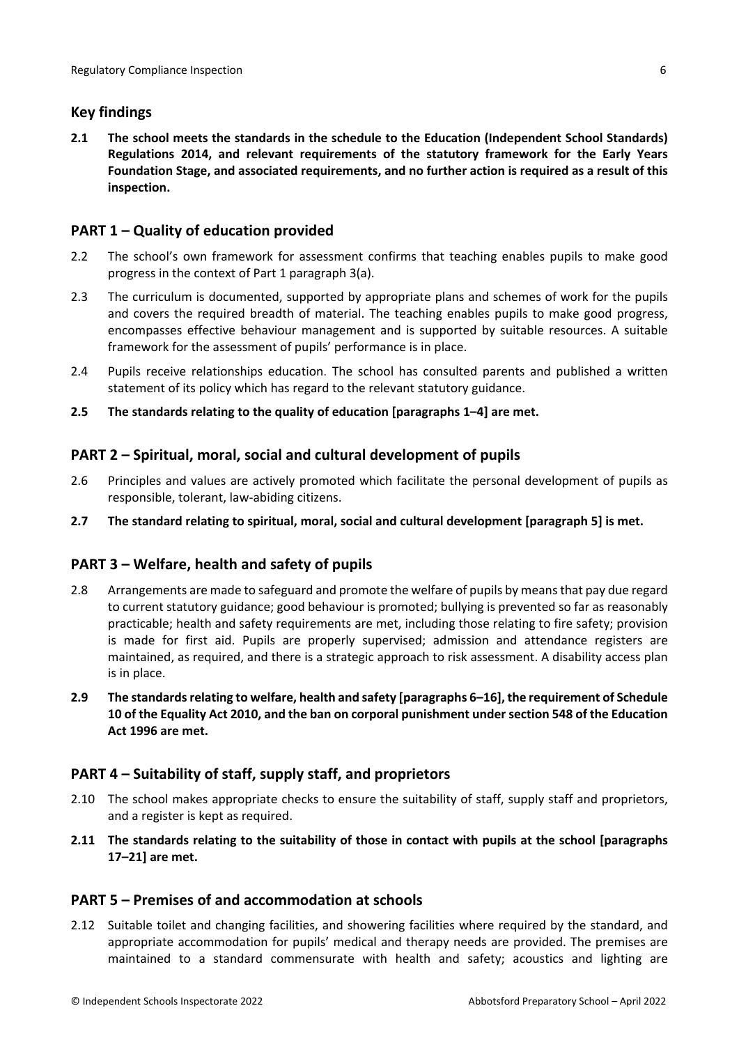## Key findings

**2.1 The school meets the standards in the schedule to the Education (Independent School Standards) Regulations 2014, and relevant requirements of the statutory framework for the Early Years Foundation Stage, and associated requirements, and no further action is required as a result of this inspection.**

## PART 1 – Quality of education provided

2.2 The school's own framework for assessment confirms that teaching enables pupils to make good progress in the context of Part 1 paragraph 3(a).

2.3 The curriculum is documented, supported by appropriate plans and schemes of work for the pupils and covers the required breadth of material. The teaching enables pupils to make good progress, encompasses effective behaviour management and is supported by suitable resources. A suitable framework for the assessment of pupils' performance is in place.

2.4 Pupils receive relationships education. The school has consulted parents and published a written statement of its policy which has regard to the relevant statutory guidance.

**2.5 The standards relating to the quality of education [paragraphs 1–4] are met.**

## PART 2 – Spiritual, moral, social and cultural development of pupils

2.6 Principles and values are actively promoted which facilitate the personal development of pupils as responsible, tolerant, law-abiding citizens.

**2.7 The standard relating to spiritual, moral, social and cultural development [paragraph 5] is met.**

## PART 3 – Welfare, health and safety of pupils

2.8 Arrangements are made to safeguard and promote the welfare of pupils by means that pay due regard to current statutory guidance; good behaviour is promoted; bullying is prevented so far as reasonably practicable; health and safety requirements are met, including those relating to fire safety; provision is made for first aid. Pupils are properly supervised; admission and attendance registers are maintained, as required, and there is a strategic approach to risk assessment. A disability access plan is in place.

**2.9 The standards relating to welfare, health and safety [paragraphs 6–16], the requirement of Schedule 10 of the Equality Act 2010, and the ban on corporal punishment under section 548 of the Education Act 1996 are met.**

## PART 4 – Suitability of staff, supply staff, and proprietors

2.10 The school makes appropriate checks to ensure the suitability of staff, supply staff and proprietors, and a register is kept as required.

**2.11 The standards relating to the suitability of those in contact with pupils at the school [paragraphs 17–21] are met.**

## PART 5 – Premises of and accommodation at schools

2.12 Suitable toilet and changing facilities, and showering facilities where required by the standard, and appropriate accommodation for pupils' medical and therapy needs are provided. The premises are maintained to a standard commensurate with health and safety; acoustics and lighting are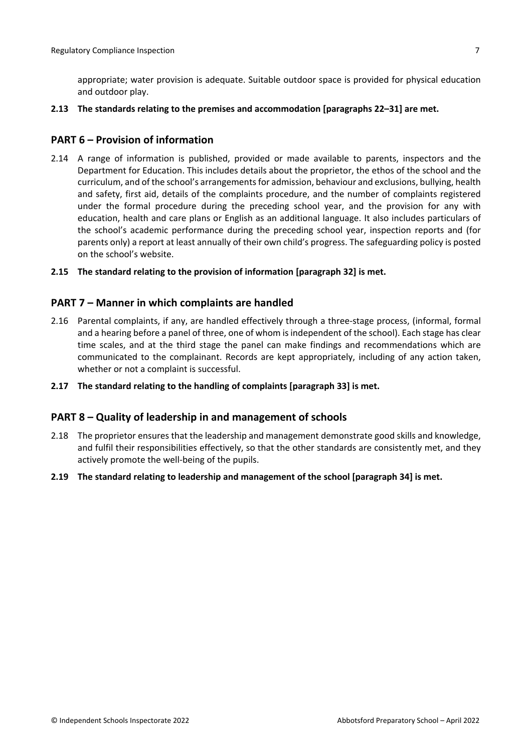appropriate; water provision is adequate. Suitable outdoor space is provided for physical education and outdoor play.

**2.13 The standards relating to the premises and accommodation [paragraphs 22–31] are met.**

## PART 6 – Provision of information

2.14 A range of information is published, provided or made available to parents, inspectors and the Department for Education. This includes details about the proprietor, the ethos of the school and the curriculum, and of the school's arrangements for admission, behaviour and exclusions, bullying, health and safety, first aid, details of the complaints procedure, and the number of complaints registered under the formal procedure during the preceding school year, and the provision for any with education, health and care plans or English as an additional language. It also includes particulars of the school's academic performance during the preceding school year, inspection reports and (for parents only) a report at least annually of their own child's progress. The safeguarding policy is posted on the school's website.

**2.15 The standard relating to the provision of information [paragraph 32] is met.**

## PART 7 – Manner in which complaints are handled

2.16 Parental complaints, if any, are handled effectively through a three-stage process, (informal, formal and a hearing before a panel of three, one of whom is independent of the school). Each stage has clear time scales, and at the third stage the panel can make findings and recommendations which are communicated to the complainant. Records are kept appropriately, including of any action taken, whether or not a complaint is successful.

**2.17 The standard relating to the handling of complaints [paragraph 33] is met.**

## PART 8 – Quality of leadership in and management of schools

2.18 The proprietor ensures that the leadership and management demonstrate good skills and knowledge, and fulfil their responsibilities effectively, so that the other standards are consistently met, and they actively promote the well-being of the pupils.

**2.19 The standard relating to leadership and management of the school [paragraph 34] is met.**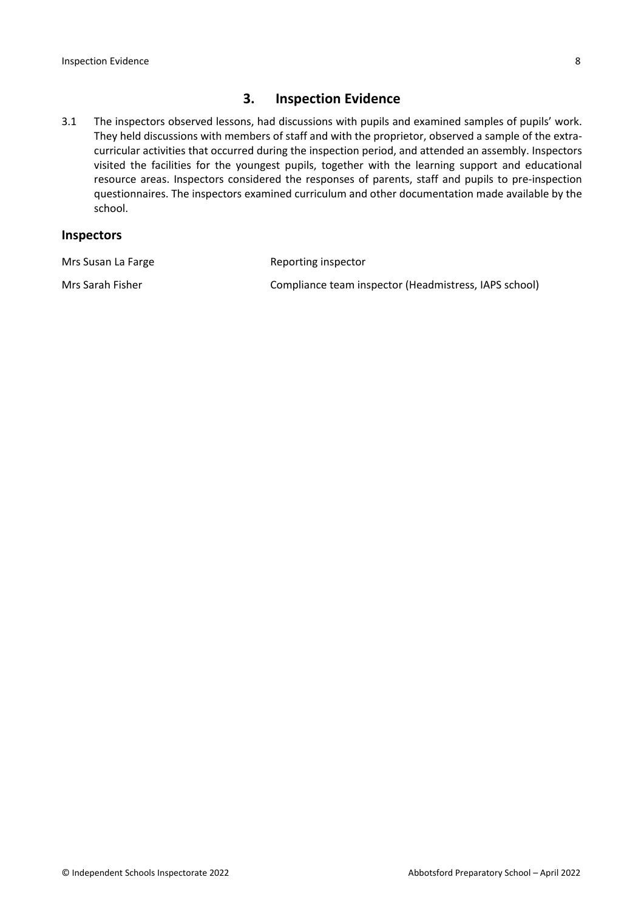## 3. Inspection Evidence

3.1 The inspectors observed lessons, had discussions with pupils and examined samples of pupils' work. They held discussions with members of staff and with the proprietor, observed a sample of the extra-curricular activities that occurred during the inspection period, and attended an assembly. Inspectors visited the facilities for the youngest pupils, together with the learning support and educational resource areas. Inspectors considered the responses of parents, staff and pupils to pre-inspection questionnaires. The inspectors examined curriculum and other documentation made available by the school.

### Inspectors

| | |
|---|---|
| Mrs Susan La Farge | Reporting inspector |
| Mrs Sarah Fisher | Compliance team inspector (Headmistress, IAPS school) |